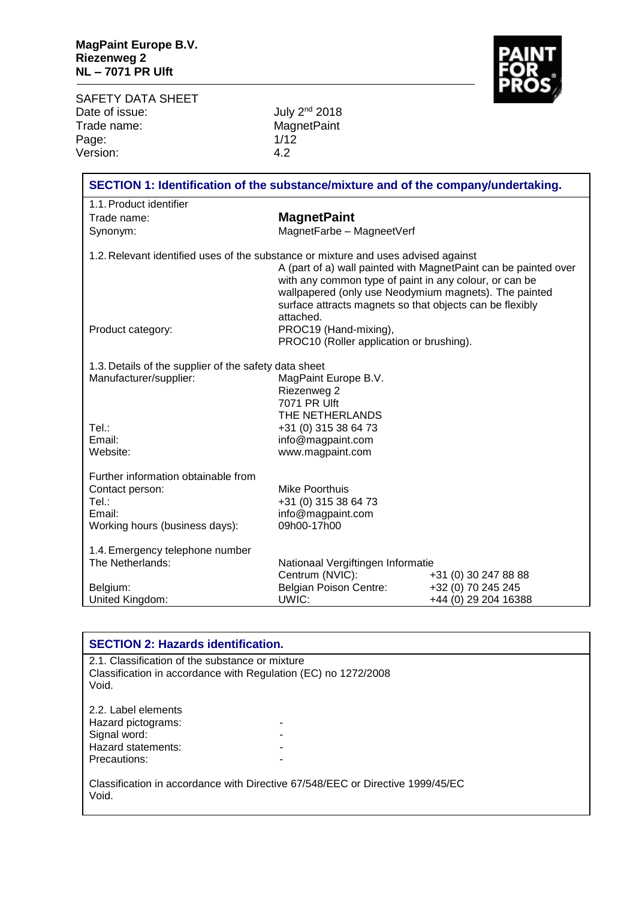**MagPaint Europe B.V.**
**Riezenweg 2**
**NL – 7071 PR Ulft**

SAFETY DATA SHEET

| | |
|---|---|
| Date of issue: | July 2nd 2018 |
| Trade name: | MagnetPaint |
| Page: | 1/12 |
| Version: | 4.2 |

## SECTION 1: Identification of the substance/mixture and of the company/undertaking.

1.1. Product identifier

| | |
|---|---|
| Trade name: | **MagnetPaint** |
| Synonym: | MagnetFarbe – MagneetVerf |

1.2. Relevant identified uses of the substance or mixture and uses advised against

A (part of a) wall painted with MagnetPaint can be painted over with any common type of paint in any colour, or can be wallpapered (only use Neodymium magnets). The painted surface attracts magnets so that objects can be flexibly attached.

| | |
|---|---|
| Product category: | PROC19 (Hand-mixing), PROC10 (Roller application or brushing). |

1.3. Details of the supplier of the safety data sheet

| | |
|---|---|
| Manufacturer/supplier: | MagPaint Europe B.V.<br>Riezenweg 2<br>7071 PR Ulft<br>THE NETHERLANDS |
| Tel.: | +31 (0) 315 38 64 73 |
| Email: | info@magpaint.com |
| Website: | www.magpaint.com |

Further information obtainable from

| | |
|---|---|
| Contact person: | Mike Poorthuis |
| Tel.: | +31 (0) 315 38 64 73 |
| Email: | info@magpaint.com |
| Working hours (business days): | 09h00-17h00 |

1.4. Emergency telephone number

| | | |
|---|---|---|
| The Netherlands: | Nationaal Vergiftingen Informatie Centrum (NVIC): | +31 (0) 30 247 88 88 |
| Belgium: | Belgian Poison Centre: | +32 (0) 70 245 245 |
| United Kingdom: | UWIC: | +44 (0) 29 204 16388 |

## SECTION 2: Hazards identification.

2.1. Classification of the substance or mixture
Classification in accordance with Regulation (EC) no 1272/2008
Void.

2.2. Label elements

| | |
|---|---|
| Hazard pictograms: | - |
| Signal word: | - |
| Hazard statements: | - |
| Precautions: | - |

Classification in accordance with Directive 67/548/EEC or Directive 1999/45/EC
Void.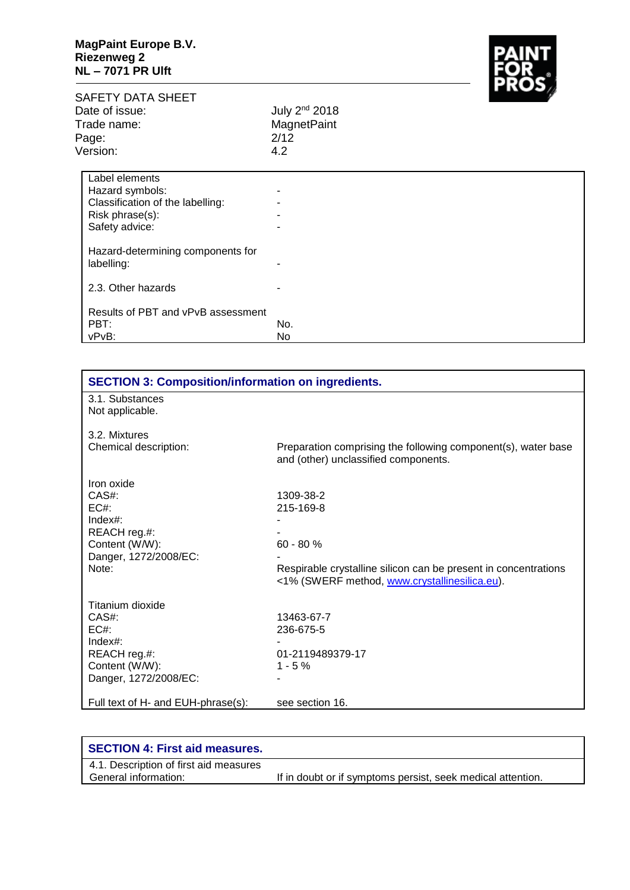| | |
|---|---|
| Label elements | |
| Hazard symbols: | - |
| Classification of the labelling: | - |
| Risk phrase(s): | - |
| Safety advice: | - |
| Hazard-determining components for labelling: | - |
| 2.3. Other hazards | - |
| Results of PBT and vPvB assessment | |
| PBT: | No. |
| vPvB: | No |

## SECTION 3: Composition/information on ingredients.

3.1. Substances
Not applicable.

| | |
|---|---|
| 3.2. Mixtures | |
| Chemical description: | Preparation comprising the following component(s), water base and (other) unclassified components. |
| Iron oxide | |
| CAS#: | 1309-38-2 |
| EC#: | 215-169-8 |
| Index#: | - |
| REACH reg.#: | - |
| Content (W/W): | 60 - 80 % |
| Danger, 1272/2008/EC: | - |
| Note: | Respirable crystalline silicon can be present in concentrations <1% (SWERF method, www.crystallinesilica.eu). |
| Titanium dioxide | |
| CAS#: | 13463-67-7 |
| EC#: | 236-675-5 |
| Index#: | - |
| REACH reg.#: | 01-2119489379-17 |
| Content (W/W): | 1 - 5 % |
| Danger, 1272/2008/EC: | - |
| Full text of H- and EUH-phrase(s): | see section 16. |

## SECTION 4: First aid measures.

| | |
|---|---|
| 4.1. Description of first aid measures | |
| General information: | If in doubt or if symptoms persist, seek medical attention. |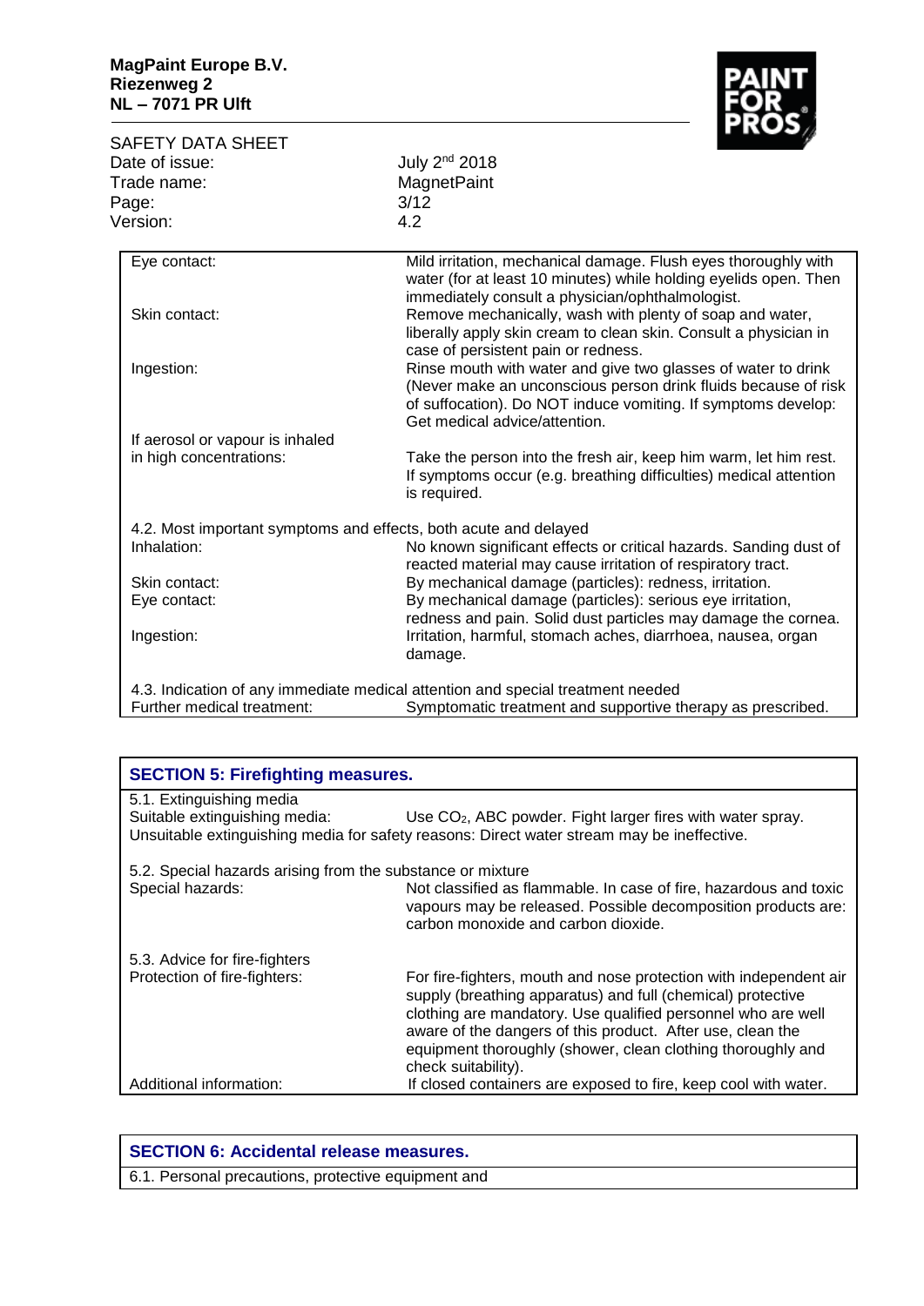| | |
|---|---|
| Eye contact: | Mild irritation, mechanical damage. Flush eyes thoroughly with water (for at least 10 minutes) while holding eyelids open. Then immediately consult a physician/ophthalmologist. |
| Skin contact: | Remove mechanically, wash with plenty of soap and water, liberally apply skin cream to clean skin. Consult a physician in case of persistent pain or redness. |
| Ingestion: | Rinse mouth with water and give two glasses of water to drink (Never make an unconscious person drink fluids because of risk of suffocation). Do NOT induce vomiting. If symptoms develop: Get medical advice/attention. |
| If aerosol or vapour is inhaled in high concentrations: | Take the person into the fresh air, keep him warm, let him rest. If symptoms occur (e.g. breathing difficulties) medical attention is required. |

4.2. Most important symptoms and effects, both acute and delayed

| | |
|---|---|
| Inhalation: | No known significant effects or critical hazards. Sanding dust of reacted material may cause irritation of respiratory tract. |
| Skin contact: | By mechanical damage (particles): redness, irritation. |
| Eye contact: | By mechanical damage (particles): serious eye irritation, redness and pain. Solid dust particles may damage the cornea. |
| Ingestion: | Irritation, harmful, stomach aches, diarrhoea, nausea, organ damage. |

4.3. Indication of any immediate medical attention and special treatment needed

| | |
|---|---|
| Further medical treatment: | Symptomatic treatment and supportive therapy as prescribed. |

## SECTION 5: Firefighting measures.

5.1. Extinguishing media

| | |
|---|---|
| Suitable extinguishing media: | Use $CO_2$, ABC powder. Fight larger fires with water spray. |

Unsuitable extinguishing media for safety reasons: Direct water stream may be ineffective.

5.2. Special hazards arising from the substance or mixture

| | |
|---|---|
| Special hazards: | Not classified as flammable. In case of fire, hazardous and toxic vapours may be released. Possible decomposition products are: carbon monoxide and carbon dioxide. |

5.3. Advice for fire-fighters

| | |
|---|---|
| Protection of fire-fighters: | For fire-fighters, mouth and nose protection with independent air supply (breathing apparatus) and full (chemical) protective clothing are mandatory. Use qualified personnel who are well aware of the dangers of this product. After use, clean the equipment thoroughly (shower, clean clothing thoroughly and check suitability). |
| Additional information: | If closed containers are exposed to fire, keep cool with water. |

## SECTION 6: Accidental release measures.

6.1. Personal precautions, protective equipment and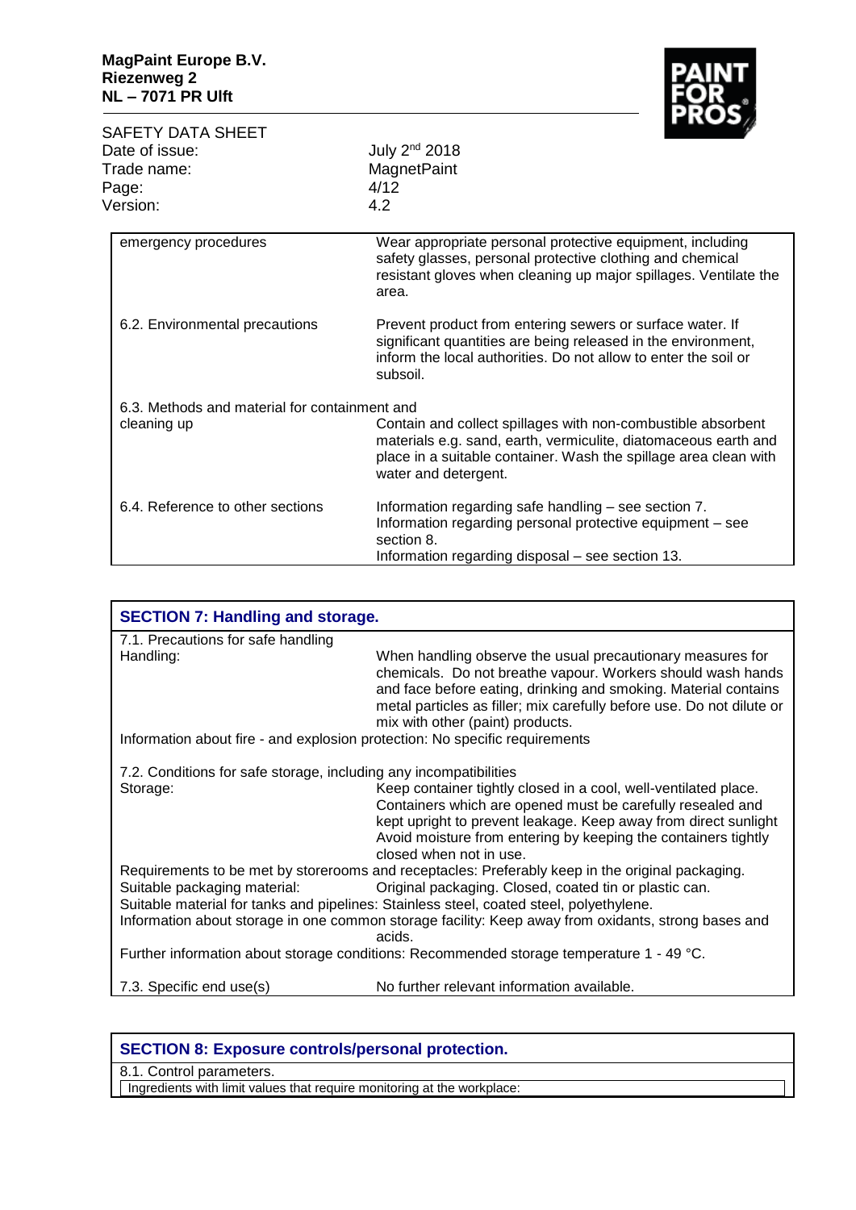| | |
|---|---|
| emergency procedures | Wear appropriate personal protective equipment, including safety glasses, personal protective clothing and chemical resistant gloves when cleaning up major spillages. Ventilate the area. |
| 6.2. Environmental precautions | Prevent product from entering sewers or surface water. If significant quantities are being released in the environment, inform the local authorities. Do not allow to enter the soil or subsoil. |
| 6.3. Methods and material for containment and cleaning up | Contain and collect spillages with non-combustible absorbent materials e.g. sand, earth, vermiculite, diatomaceous earth and place in a suitable container. Wash the spillage area clean with water and detergent. |
| 6.4. Reference to other sections | Information regarding safe handling – see section 7.<br>Information regarding personal protective equipment – see section 8.<br>Information regarding disposal – see section 13. |

## SECTION 7: Handling and storage.

7.1. Precautions for safe handling

| | |
|---|---|
| Handling: | When handling observe the usual precautionary measures for chemicals. Do not breathe vapour. Workers should wash hands and face before eating, drinking and smoking. Material contains metal particles as filler; mix carefully before use. Do not dilute or mix with other (paint) products. |

Information about fire - and explosion protection: No specific requirements

7.2. Conditions for safe storage, including any incompatibilities

| | |
|---|---|
| Storage: | Keep container tightly closed in a cool, well-ventilated place. Containers which are opened must be carefully resealed and kept upright to prevent leakage. Keep away from direct sunlight Avoid moisture from entering by keeping the containers tightly closed when not in use. |

Requirements to be met by storerooms and receptacles: Preferably keep in the original packaging.
Suitable packaging material: Original packaging. Closed, coated tin or plastic can.
Suitable material for tanks and pipelines: Stainless steel, coated steel, polyethylene.
Information about storage in one common storage facility: Keep away from oxidants, strong bases and acids.
Further information about storage conditions: Recommended storage temperature 1 - 49 °C.

| | |
|---|---|
| 7.3. Specific end use(s) | No further relevant information available. |

## SECTION 8: Exposure controls/personal protection.

8.1. Control parameters.

Ingredients with limit values that require monitoring at the workplace: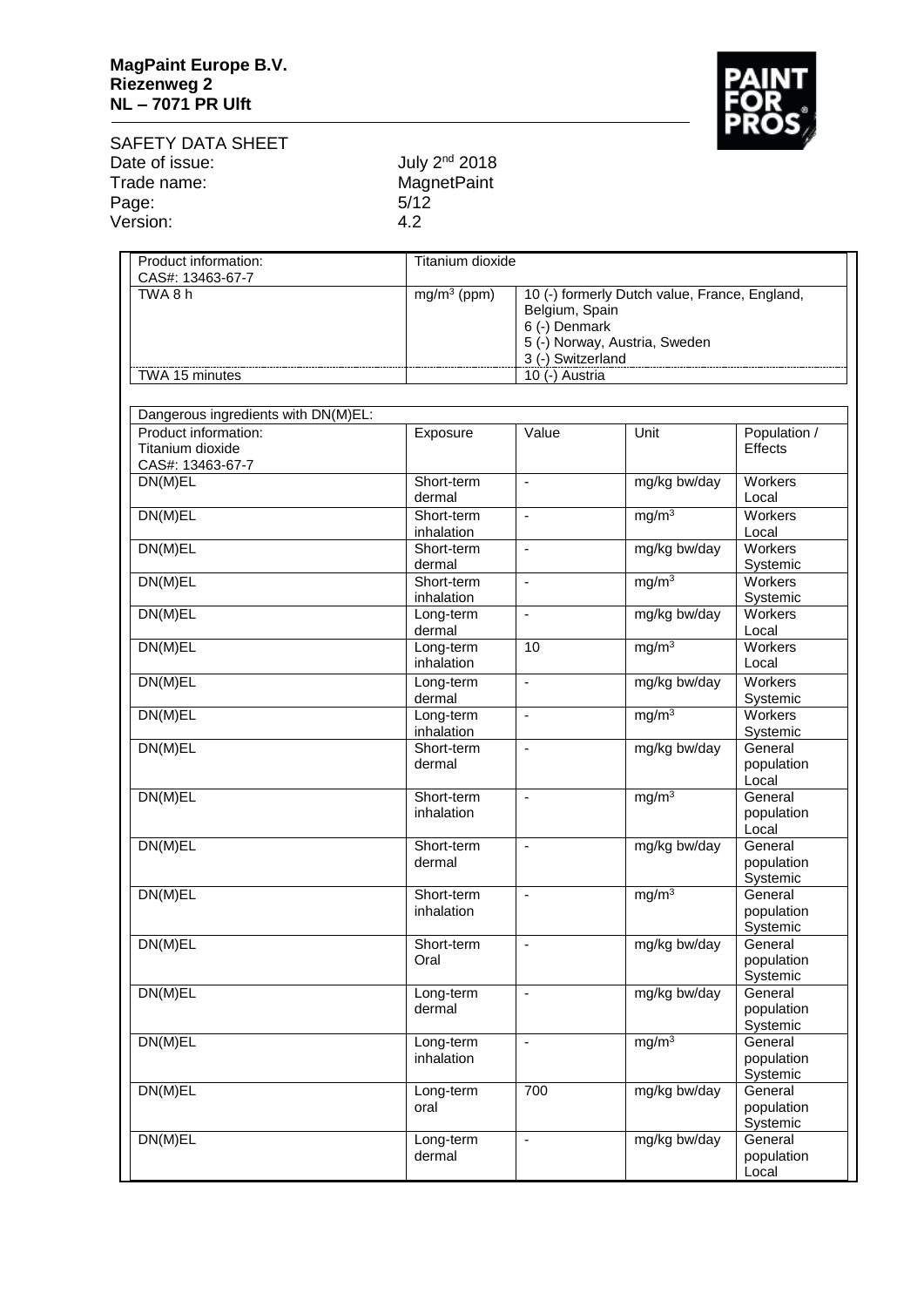| Product information: CAS#: 13463-67-7 | Titanium dioxide | |
|---|---|---|
| TWA 8 h | $mg/m^3$ (ppm) | 10 (-) formerly Dutch value, France, England, Belgium, Spain<br>6 (-) Denmark<br>5 (-) Norway, Austria, Sweden<br>3 (-) Switzerland |
| TWA 15 minutes | | 10 (-) Austria |

| Dangerous ingredients with DN(M)EL: | | | | |
|---|---|---|---|---|
| Product information: Titanium dioxide CAS#: 13463-67-7 | Exposure | Value | Unit | Population / Effects |
| DN(M)EL | Short-term dermal | - | mg/kg bw/day | Workers Local |
| DN(M)EL | Short-term inhalation | - | $mg/m^3$ | Workers Local |
| DN(M)EL | Short-term dermal | - | mg/kg bw/day | Workers Systemic |
| DN(M)EL | Short-term inhalation | - | $mg/m^3$ | Workers Systemic |
| DN(M)EL | Long-term dermal | - | mg/kg bw/day | Workers Local |
| DN(M)EL | Long-term inhalation | 10 | $mg/m^3$ | Workers Local |
| DN(M)EL | Long-term dermal | - | mg/kg bw/day | Workers Systemic |
| DN(M)EL | Long-term inhalation | - | $mg/m^3$ | Workers Systemic |
| DN(M)EL | Short-term dermal | - | mg/kg bw/day | General population Local |
| DN(M)EL | Short-term inhalation | - | $mg/m^3$ | General population Local |
| DN(M)EL | Short-term dermal | - | mg/kg bw/day | General population Systemic |
| DN(M)EL | Short-term inhalation | - | $mg/m^3$ | General population Systemic |
| DN(M)EL | Short-term Oral | - | mg/kg bw/day | General population Systemic |
| DN(M)EL | Long-term dermal | - | mg/kg bw/day | General population Systemic |
| DN(M)EL | Long-term inhalation | - | $mg/m^3$ | General population Systemic |
| DN(M)EL | Long-term oral | 700 | mg/kg bw/day | General population Systemic |
| DN(M)EL | Long-term dermal | - | mg/kg bw/day | General population Local |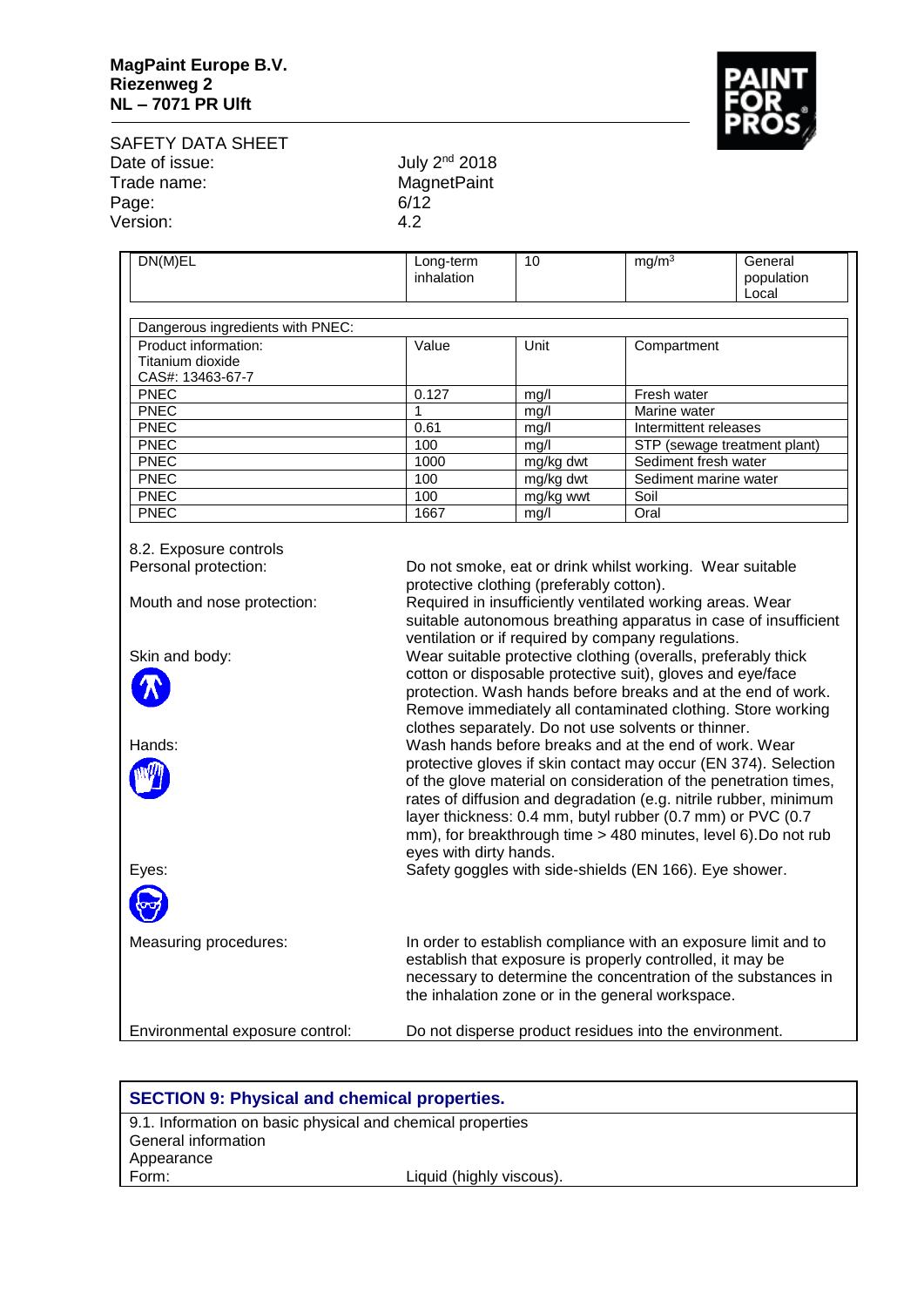| | | | | |
|---|---|---|---|---|
| DN(M)EL | Long-term inhalation | 10 | $mg/m^3$ | General population Local |

| Dangerous ingredients with PNEC: | | | |
|---|---|---|---|
| Product information: Titanium dioxide CAS#: 13463-67-7 | Value | Unit | Compartment |
| PNEC | 0.127 | mg/l | Fresh water |
| PNEC | 1 | mg/l | Marine water |
| PNEC | 0.61 | mg/l | Intermittent releases |
| PNEC | 100 | mg/l | STP (sewage treatment plant) |
| PNEC | 1000 | mg/kg dwt | Sediment fresh water |
| PNEC | 100 | mg/kg dwt | Sediment marine water |
| PNEC | 100 | mg/kg wwt | Soil |
| PNEC | 1667 | mg/l | Oral |

8.2. Exposure controls

Personal protection: Do not smoke, eat or drink whilst working. Wear suitable protective clothing (preferably cotton).

Mouth and nose protection: Required in insufficiently ventilated working areas. Wear suitable autonomous breathing apparatus in case of insufficient ventilation or if required by company regulations.

Skin and body: Wear suitable protective clothing (overalls, preferably thick cotton or disposable protective suit), gloves and eye/face protection. Wash hands before breaks and at the end of work. Remove immediately all contaminated clothing. Store working clothes separately. Do not use solvents or thinner.

Hands: Wash hands before breaks and at the end of work. Wear protective gloves if skin contact may occur (EN 374). Selection of the glove material on consideration of the penetration times, rates of diffusion and degradation (e.g. nitrile rubber, minimum layer thickness: 0.4 mm, butyl rubber (0.7 mm) or PVC (0.7 mm), for breakthrough time > 480 minutes, level 6).Do not rub eyes with dirty hands.

Eyes: Safety goggles with side-shields (EN 166). Eye shower.

Measuring procedures: In order to establish compliance with an exposure limit and to establish that exposure is properly controlled, it may be necessary to determine the concentration of the substances in the inhalation zone or in the general workspace.

Environmental exposure control: Do not disperse product residues into the environment.

## SECTION 9: Physical and chemical properties.

9.1. Information on basic physical and chemical properties

General information

Appearance

Form: Liquid (highly viscous).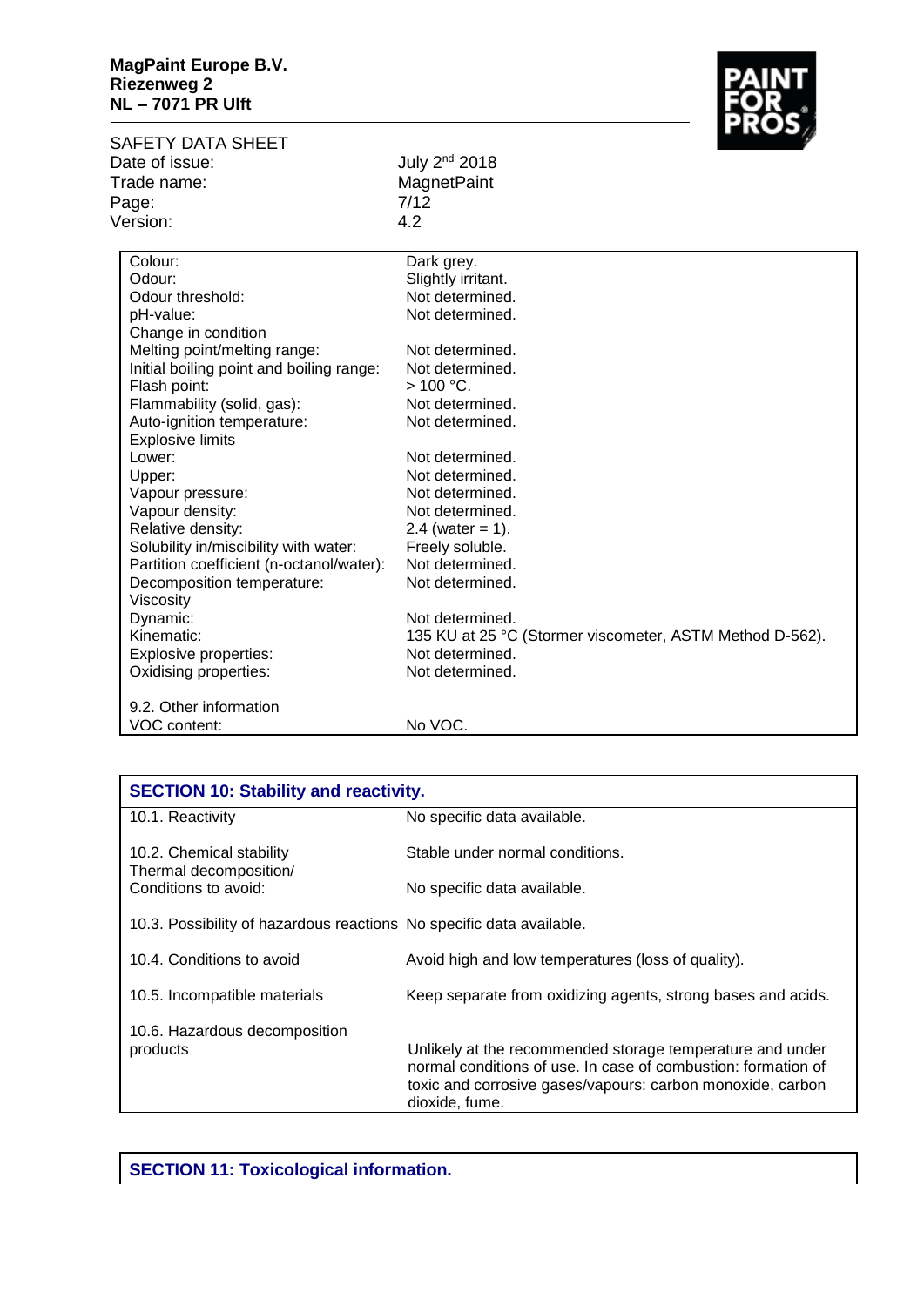| | |
|---|---|
| Colour: | Dark grey. |
| Odour: | Slightly irritant. |
| Odour threshold: | Not determined. |
| pH-value: | Not determined. |
| Change in condition | |
| Melting point/melting range: | Not determined. |
| Initial boiling point and boiling range: | Not determined. |
| Flash point: | > 100 °C. |
| Flammability (solid, gas): | Not determined. |
| Auto-ignition temperature: | Not determined. |
| Explosive limits | |
| Lower: | Not determined. |
| Upper: | Not determined. |
| Vapour pressure: | Not determined. |
| Vapour density: | Not determined. |
| Relative density: | 2.4 (water = 1). |
| Solubility in/miscibility with water: | Freely soluble. |
| Partition coefficient (n-octanol/water): | Not determined. |
| Decomposition temperature: | Not determined. |
| Viscosity | |
| Dynamic: | Not determined. |
| Kinematic: | 135 KU at 25 °C (Stormer viscometer, ASTM Method D-562). |
| Explosive properties: | Not determined. |
| Oxidising properties: | Not determined. |
| 9.2. Other information | |
| VOC content: | No VOC. |

## SECTION 10: Stability and reactivity.

| | |
|---|---|
| 10.1. Reactivity | No specific data available. |
| 10.2. Chemical stability | Stable under normal conditions. |
| Thermal decomposition/ Conditions to avoid: | No specific data available. |
| 10.3. Possibility of hazardous reactions | No specific data available. |
| 10.4. Conditions to avoid | Avoid high and low temperatures (loss of quality). |
| 10.5. Incompatible materials | Keep separate from oxidizing agents, strong bases and acids. |
| 10.6. Hazardous decomposition products | Unlikely at the recommended storage temperature and under normal conditions of use. In case of combustion: formation of toxic and corrosive gases/vapours: carbon monoxide, carbon dioxide, fume. |

## SECTION 11: Toxicological information.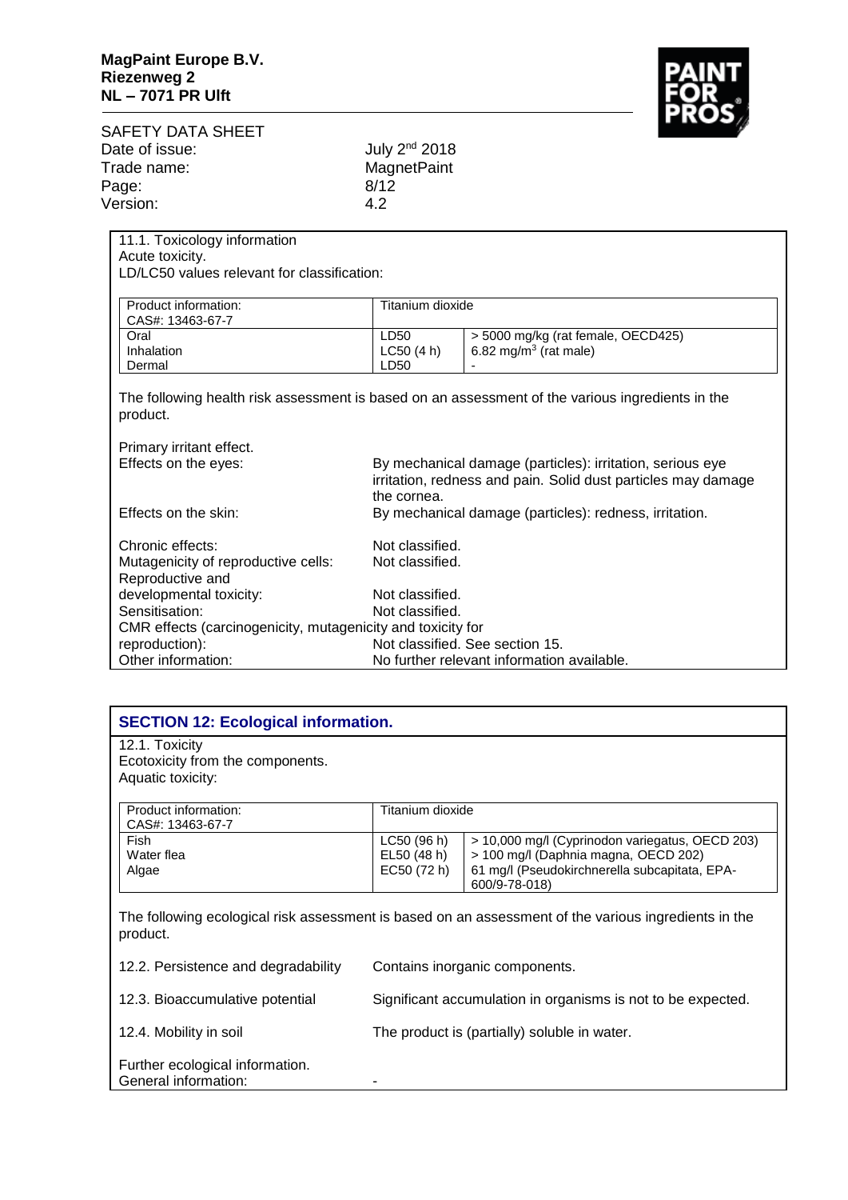11.1. Toxicology information
Acute toxicity.
LD/LC50 values relevant for classification:

| Product information: CAS#: 13463-67-7 | Titanium dioxide | |
|---|---|---|
| Oral | LD50 | > 5000 mg/kg (rat female, OECD425) |
| Inhalation | LC50 (4 h) | 6.82 mg/m$^3$ (rat male) |
| Dermal | LD50 | - |

The following health risk assessment is based on an assessment of the various ingredients in the product.

Primary irritant effect.

| | |
|---|---|
| Effects on the eyes: | By mechanical damage (particles): irritation, serious eye irritation, redness and pain. Solid dust particles may damage the cornea. |
| Effects on the skin: | By mechanical damage (particles): redness, irritation. |
| Chronic effects: | Not classified. |
| Mutagenicity of reproductive cells: | Not classified. |
| Reproductive and developmental toxicity: | Not classified. |
| Sensitisation: | Not classified. |
| CMR effects (carcinogenicity, mutagenicity and toxicity for reproduction): | Not classified. See section 15. |
| Other information: | No further relevant information available. |

## SECTION 12: Ecological information.

12.1. Toxicity
Ecotoxicity from the components.
Aquatic toxicity:

| Product information: CAS#: 13463-67-7 | Titanium dioxide | |
|---|---|---|
| Fish | LC50 (96 h) | > 10,000 mg/l (Cyprinodon variegatus, OECD 203) |
| Water flea | EL50 (48 h) | > 100 mg/l (Daphnia magna, OECD 202) |
| Algae | EC50 (72 h) | 61 mg/l (Pseudokirchnerella subcapitata, EPA-600/9-78-018) |

The following ecological risk assessment is based on an assessment of the various ingredients in the product.

| | |
|---|---|
| 12.2. Persistence and degradability | Contains inorganic components. |
| 12.3. Bioaccumulative potential | Significant accumulation in organisms is not to be expected. |
| 12.4. Mobility in soil | The product is (partially) soluble in water. |

Further ecological information.
General information: -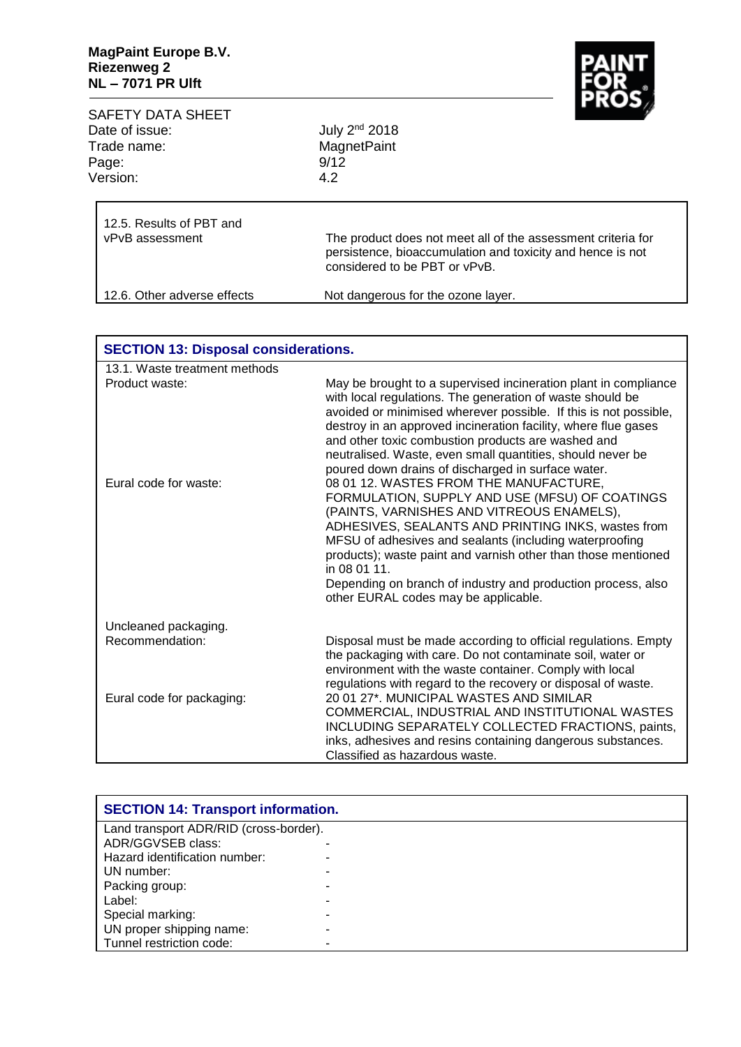| | |
|---|---|
| 12.5. Results of PBT and vPvB assessment | The product does not meet all of the assessment criteria for persistence, bioaccumulation and toxicity and hence is not considered to be PBT or vPvB. |
| 12.6. Other adverse effects | Not dangerous for the ozone layer. |

## SECTION 13: Disposal considerations.

| | |
|---|---|
| 13.1. Waste treatment methods | |
| Product waste: | May be brought to a supervised incineration plant in compliance with local regulations. The generation of waste should be avoided or minimised wherever possible. If this is not possible, destroy in an approved incineration facility, where flue gases and other toxic combustion products are washed and neutralised. Waste, even small quantities, should never be poured down drains of discharged in surface water. |
| Eural code for waste: | 08 01 12. WASTES FROM THE MANUFACTURE, FORMULATION, SUPPLY AND USE (MFSU) OF COATINGS (PAINTS, VARNISHES AND VITREOUS ENAMELS), ADHESIVES, SEALANTS AND PRINTING INKS, wastes from MFSU of adhesives and sealants (including waterproofing products); waste paint and varnish other than those mentioned in 08 01 11. Depending on branch of industry and production process, also other EURAL codes may be applicable. |
| Uncleaned packaging. | |
| Recommendation: | Disposal must be made according to official regulations. Empty the packaging with care. Do not contaminate soil, water or environment with the waste container. Comply with local regulations with regard to the recovery or disposal of waste. |
| Eural code for packaging: | 20 01 27*. MUNICIPAL WASTES AND SIMILAR COMMERCIAL, INDUSTRIAL AND INSTITUTIONAL WASTES INCLUDING SEPARATELY COLLECTED FRACTIONS, paints, inks, adhesives and resins containing dangerous substances. Classified as hazardous waste. |

## SECTION 14: Transport information.

| | |
|---|---|
| Land transport ADR/RID (cross-border). | |
| ADR/GGVSEB class: | - |
| Hazard identification number: | - |
| UN number: | - |
| Packing group: | - |
| Label: | - |
| Special marking: | - |
| UN proper shipping name: | - |
| Tunnel restriction code: | - |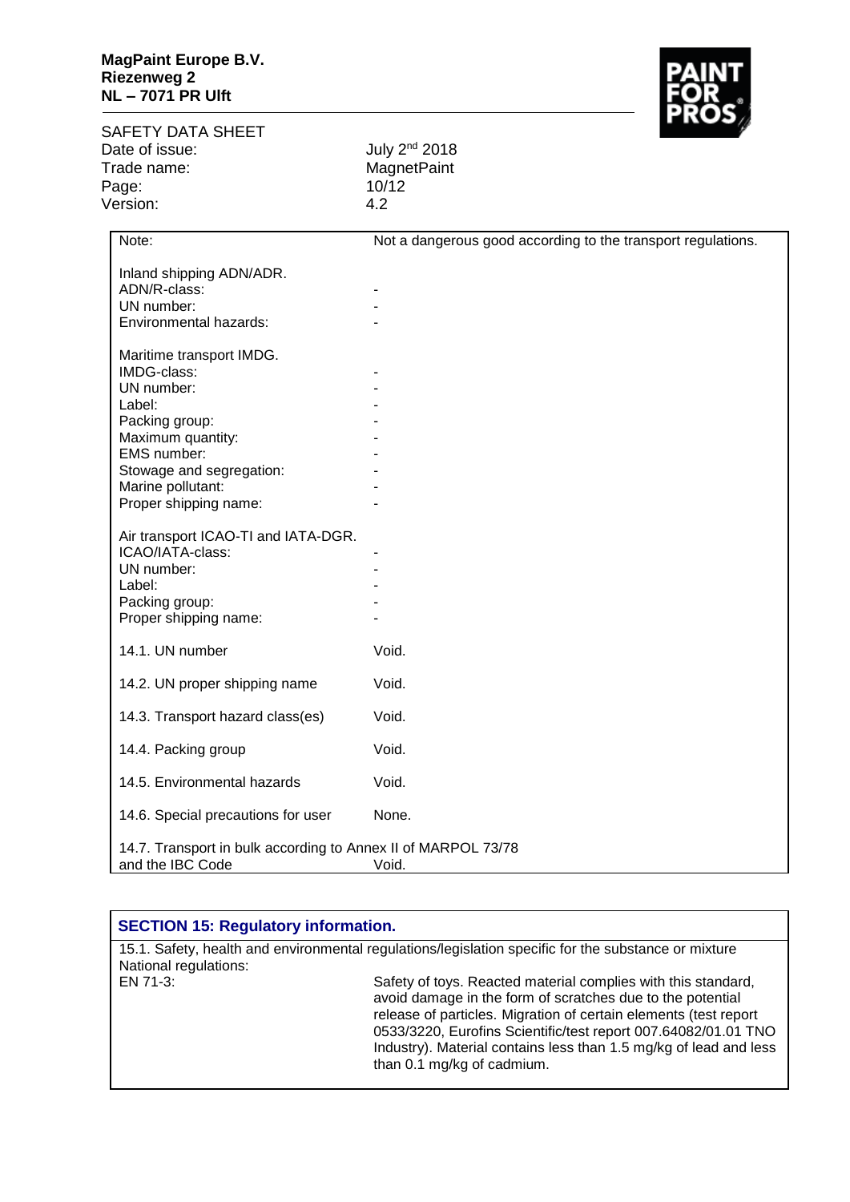| | |
|---|---|
| Note: | Not a dangerous good according to the transport regulations. |
| **Inland shipping ADN/ADR.** | |
| ADN/R-class: | - |
| UN number: | - |
| Environmental hazards: | - |
| **Maritime transport IMDG.** | |
| IMDG-class: | - |
| UN number: | - |
| Label: | - |
| Packing group: | - |
| Maximum quantity: | - |
| EMS number: | - |
| Stowage and segregation: | - |
| Marine pollutant: | - |
| Proper shipping name: | - |
| **Air transport ICAO-TI and IATA-DGR.** | |
| ICAO/IATA-class: | - |
| UN number: | - |
| Label: | - |
| Packing group: | - |
| Proper shipping name: | - |
| 14.1. UN number | Void. |
| 14.2. UN proper shipping name | Void. |
| 14.3. Transport hazard class(es) | Void. |
| 14.4. Packing group | Void. |
| 14.5. Environmental hazards | Void. |
| 14.6. Special precautions for user | None. |
| 14.7. Transport in bulk according to Annex II of MARPOL 73/78 and the IBC Code | Void. |

## SECTION 15: Regulatory information.

15.1. Safety, health and environmental regulations/legislation specific for the substance or mixture

National regulations:

| | |
|---|---|
| EN 71-3: | Safety of toys. Reacted material complies with this standard, avoid damage in the form of scratches due to the potential release of particles. Migration of certain elements (test report 0533/3220, Eurofins Scientific/test report 007.64082/01.01 TNO Industry). Material contains less than 1.5 mg/kg of lead and less than 0.1 mg/kg of cadmium. |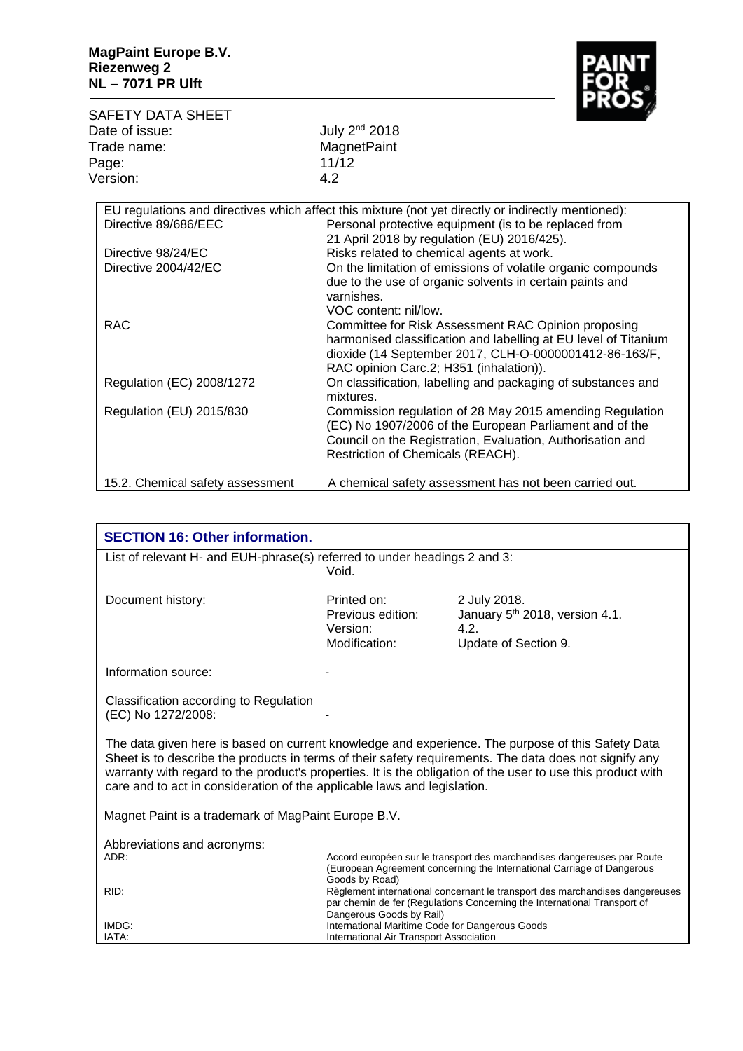MagPaint Europe B.V.
Riezenweg 2
NL – 7071 PR Ulft

SAFETY DATA SHEET

| | |
|---|---|
| Date of issue: | July 2nd 2018 |
| Trade name: | MagnetPaint |
| Page: | 11/12 |
| Version: | 4.2 |

EU regulations and directives which affect this mixture (not yet directly or indirectly mentioned):

| | |
|---|---|
| Directive 89/686/EEC | Personal protective equipment (is to be replaced from 21 April 2018 by regulation (EU) 2016/425). |
| Directive 98/24/EC | Risks related to chemical agents at work. |
| Directive 2004/42/EC | On the limitation of emissions of volatile organic compounds due to the use of organic solvents in certain paints and varnishes. VOC content: nil/low. |
| RAC | Committee for Risk Assessment RAC Opinion proposing harmonised classification and labelling at EU level of Titanium dioxide (14 September 2017, CLH-O-0000001412-86-163/F, RAC opinion Carc.2; H351 (inhalation)). |
| Regulation (EC) 2008/1272 | On classification, labelling and packaging of substances and mixtures. |
| Regulation (EU) 2015/830 | Commission regulation of 28 May 2015 amending Regulation (EC) No 1907/2006 of the European Parliament and of the Council on the Registration, Evaluation, Authorisation and Restriction of Chemicals (REACH). |
| 15.2. Chemical safety assessment | A chemical safety assessment has not been carried out. |

## SECTION 16: Other information.

List of relevant H- and EUH-phrase(s) referred to under headings 2 and 3: Void.

| | | |
|---|---|---|
| Document history: | Printed on: | 2 July 2018. |
| | Previous edition: | January 5th 2018, version 4.1. |
| | Version: | 4.2. |
| | Modification: | Update of Section 9. |

Information source: -

Classification according to Regulation (EC) No 1272/2008: -

The data given here is based on current knowledge and experience. The purpose of this Safety Data Sheet is to describe the products in terms of their safety requirements. The data does not signify any warranty with regard to the product's properties. It is the obligation of the user to use this product with care and to act in consideration of the applicable laws and legislation.

Magnet Paint is a trademark of MagPaint Europe B.V.

Abbreviations and acronyms:

| | |
|---|---|
| ADR: | Accord européen sur le transport des marchandises dangereuses par Route (European Agreement concerning the International Carriage of Dangerous Goods by Road) |
| RID: | Règlement international concernant le transport des marchandises dangereuses par chemin de fer (Regulations Concerning the International Transport of Dangerous Goods by Rail) |
| IMDG: | International Maritime Code for Dangerous Goods |
| IATA: | International Air Transport Association |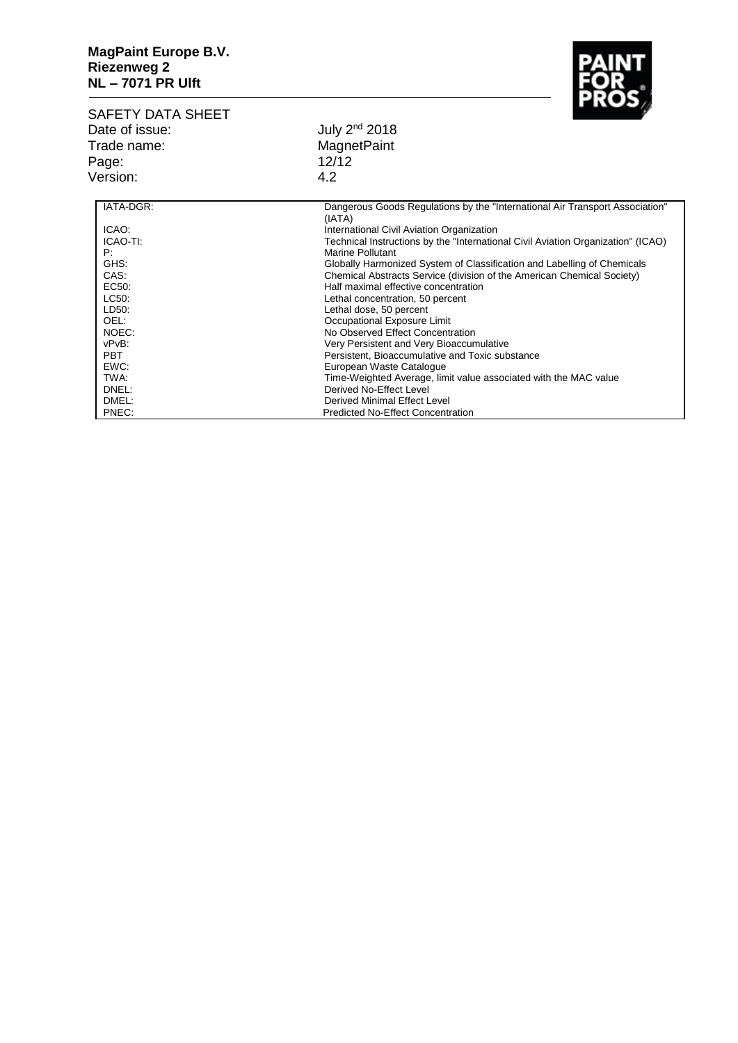| | |
|---|---|
| IATA-DGR: | Dangerous Goods Regulations by the "International Air Transport Association" (IATA) |
| ICAO: | International Civil Aviation Organization |
| ICAO-TI: | Technical Instructions by the "International Civil Aviation Organization" (ICAO) |
| P: | Marine Pollutant |
| GHS: | Globally Harmonized System of Classification and Labelling of Chemicals |
| CAS: | Chemical Abstracts Service (division of the American Chemical Society) |
| EC50: | Half maximal effective concentration |
| LC50: | Lethal concentration, 50 percent |
| LD50: | Lethal dose, 50 percent |
| OEL: | Occupational Exposure Limit |
| NOEC: | No Observed Effect Concentration |
| vPvB: | Very Persistent and Very Bioaccumulative |
| PBT | Persistent, Bioaccumulative and Toxic substance |
| EWC: | European Waste Catalogue |
| TWA: | Time-Weighted Average, limit value associated with the MAC value |
| DNEL: | Derived No-Effect Level |
| DMEL: | Derived Minimal Effect Level |
| PNEC: | Predicted No-Effect Concentration |